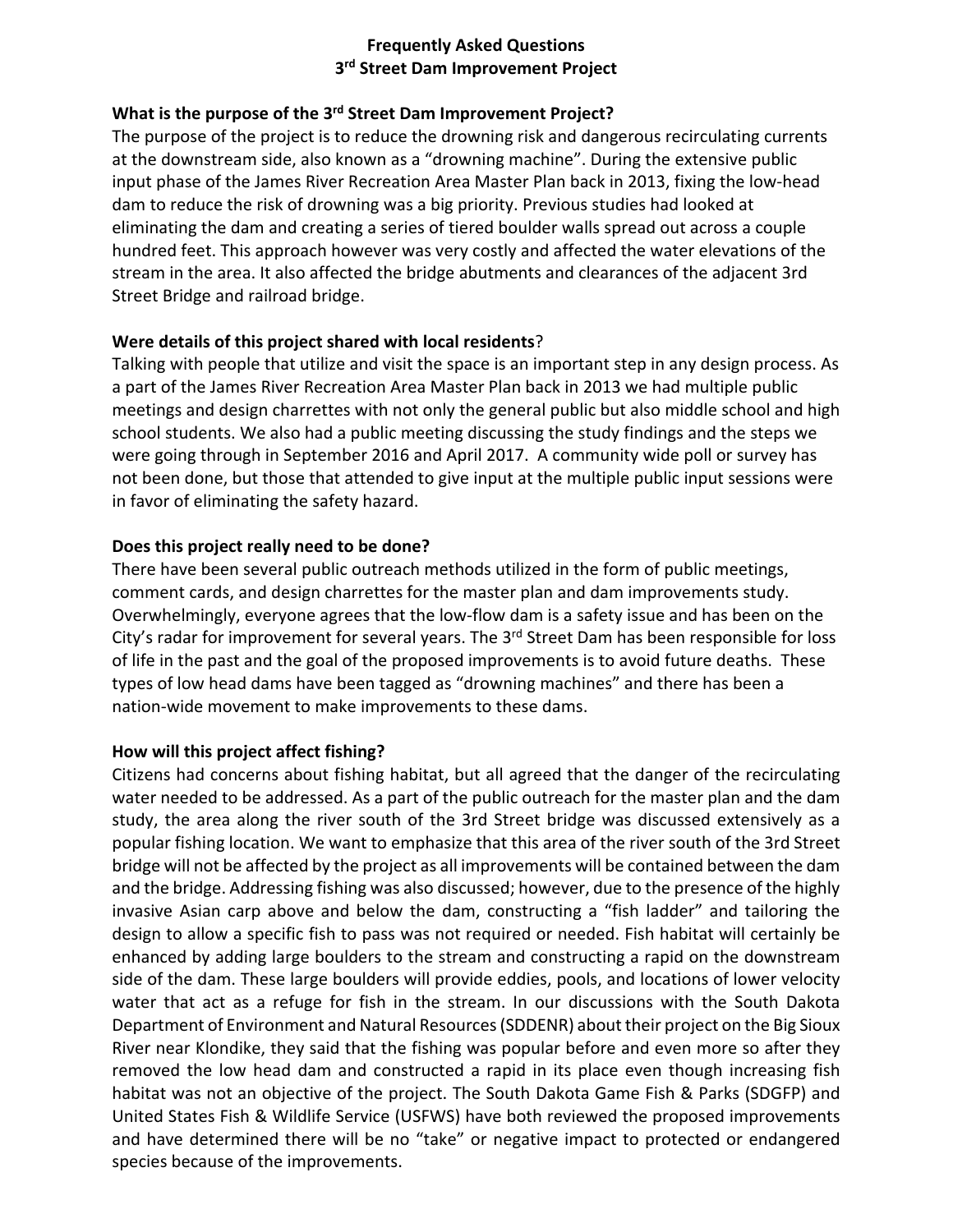# Frequently Asked Questions
# 3rd Street Dam Improvement Project

**What is the purpose of the 3rd Street Dam Improvement Project?**

The purpose of the project is to reduce the drowning risk and dangerous recirculating currents at the downstream side, also known as a "drowning machine". During the extensive public input phase of the James River Recreation Area Master Plan back in 2013, fixing the low-head dam to reduce the risk of drowning was a big priority. Previous studies had looked at eliminating the dam and creating a series of tiered boulder walls spread out across a couple hundred feet. This approach however was very costly and affected the water elevations of the stream in the area. It also affected the bridge abutments and clearances of the adjacent 3rd Street Bridge and railroad bridge.

**Were details of this project shared with local residents**?

Talking with people that utilize and visit the space is an important step in any design process. As a part of the James River Recreation Area Master Plan back in 2013 we had multiple public meetings and design charrettes with not only the general public but also middle school and high school students. We also had a public meeting discussing the study findings and the steps we were going through in September 2016 and April 2017. A community wide poll or survey has not been done, but those that attended to give input at the multiple public input sessions were in favor of eliminating the safety hazard.

**Does this project really need to be done?**

There have been several public outreach methods utilized in the form of public meetings, comment cards, and design charrettes for the master plan and dam improvements study. Overwhelmingly, everyone agrees that the low-flow dam is a safety issue and has been on the City's radar for improvement for several years. The 3rd Street Dam has been responsible for loss of life in the past and the goal of the proposed improvements is to avoid future deaths. These types of low head dams have been tagged as "drowning machines" and there has been a nation-wide movement to make improvements to these dams.

**How will this project affect fishing?**

Citizens had concerns about fishing habitat, but all agreed that the danger of the recirculating water needed to be addressed. As a part of the public outreach for the master plan and the dam study, the area along the river south of the 3rd Street bridge was discussed extensively as a popular fishing location. We want to emphasize that this area of the river south of the 3rd Street bridge will not be affected by the project as all improvements will be contained between the dam and the bridge. Addressing fishing was also discussed; however, due to the presence of the highly invasive Asian carp above and below the dam, constructing a "fish ladder" and tailoring the design to allow a specific fish to pass was not required or needed. Fish habitat will certainly be enhanced by adding large boulders to the stream and constructing a rapid on the downstream side of the dam. These large boulders will provide eddies, pools, and locations of lower velocity water that act as a refuge for fish in the stream. In our discussions with the South Dakota Department of Environment and Natural Resources (SDDENR) about their project on the Big Sioux River near Klondike, they said that the fishing was popular before and even more so after they removed the low head dam and constructed a rapid in its place even though increasing fish habitat was not an objective of the project. The South Dakota Game Fish & Parks (SDGFP) and United States Fish & Wildlife Service (USFWS) have both reviewed the proposed improvements and have determined there will be no "take" or negative impact to protected or endangered species because of the improvements.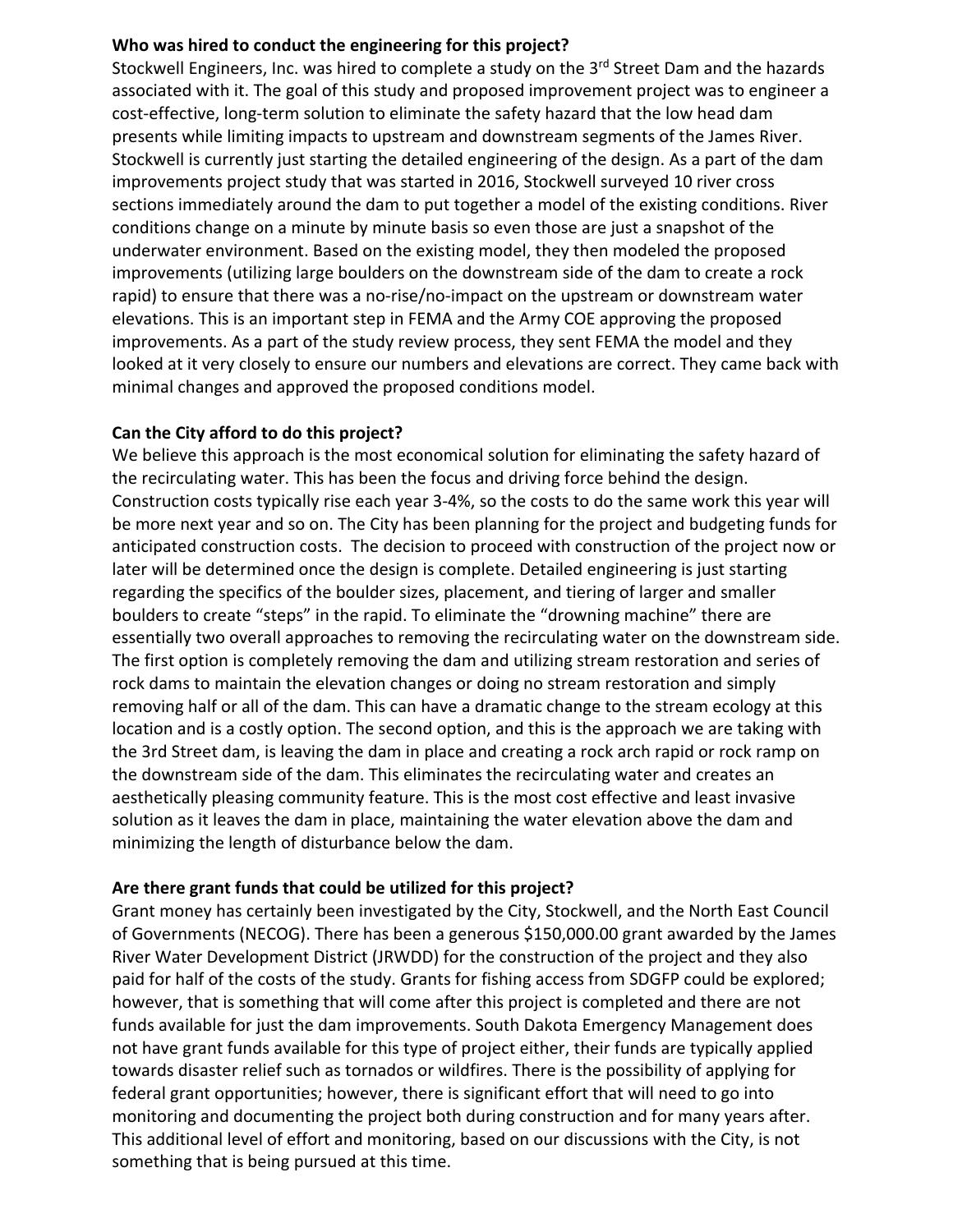**Who was hired to conduct the engineering for this project?**

Stockwell Engineers, Inc. was hired to complete a study on the 3rd Street Dam and the hazards associated with it. The goal of this study and proposed improvement project was to engineer a cost-effective, long-term solution to eliminate the safety hazard that the low head dam presents while limiting impacts to upstream and downstream segments of the James River. Stockwell is currently just starting the detailed engineering of the design. As a part of the dam improvements project study that was started in 2016, Stockwell surveyed 10 river cross sections immediately around the dam to put together a model of the existing conditions. River conditions change on a minute by minute basis so even those are just a snapshot of the underwater environment. Based on the existing model, they then modeled the proposed improvements (utilizing large boulders on the downstream side of the dam to create a rock rapid) to ensure that there was a no-rise/no-impact on the upstream or downstream water elevations. This is an important step in FEMA and the Army COE approving the proposed improvements. As a part of the study review process, they sent FEMA the model and they looked at it very closely to ensure our numbers and elevations are correct. They came back with minimal changes and approved the proposed conditions model.

**Can the City afford to do this project?**

We believe this approach is the most economical solution for eliminating the safety hazard of the recirculating water. This has been the focus and driving force behind the design. Construction costs typically rise each year 3-4%, so the costs to do the same work this year will be more next year and so on. The City has been planning for the project and budgeting funds for anticipated construction costs. The decision to proceed with construction of the project now or later will be determined once the design is complete. Detailed engineering is just starting regarding the specifics of the boulder sizes, placement, and tiering of larger and smaller boulders to create "steps" in the rapid. To eliminate the "drowning machine" there are essentially two overall approaches to removing the recirculating water on the downstream side. The first option is completely removing the dam and utilizing stream restoration and series of rock dams to maintain the elevation changes or doing no stream restoration and simply removing half or all of the dam. This can have a dramatic change to the stream ecology at this location and is a costly option. The second option, and this is the approach we are taking with the 3rd Street dam, is leaving the dam in place and creating a rock arch rapid or rock ramp on the downstream side of the dam. This eliminates the recirculating water and creates an aesthetically pleasing community feature. This is the most cost effective and least invasive solution as it leaves the dam in place, maintaining the water elevation above the dam and minimizing the length of disturbance below the dam.

**Are there grant funds that could be utilized for this project?**

Grant money has certainly been investigated by the City, Stockwell, and the North East Council of Governments (NECOG). There has been a generous $150,000.00 grant awarded by the James River Water Development District (JRWDD) for the construction of the project and they also paid for half of the costs of the study. Grants for fishing access from SDGFP could be explored; however, that is something that will come after this project is completed and there are not funds available for just the dam improvements. South Dakota Emergency Management does not have grant funds available for this type of project either, their funds are typically applied towards disaster relief such as tornados or wildfires. There is the possibility of applying for federal grant opportunities; however, there is significant effort that will need to go into monitoring and documenting the project both during construction and for many years after. This additional level of effort and monitoring, based on our discussions with the City, is not something that is being pursued at this time.